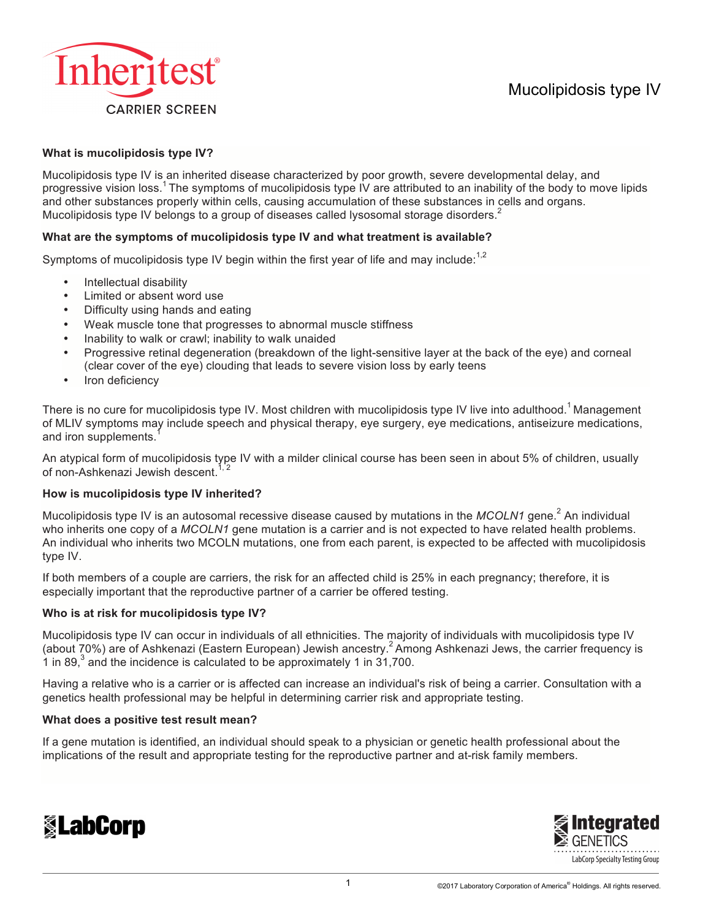Inheritest®
CARRIER SCREEN

# Mucolipidosis type IV

**What is mucolipidosis type IV?**

Mucolipidosis type IV is an inherited disease characterized by poor growth, severe developmental delay, and progressive vision loss.[1] The symptoms of mucolipidosis type IV are attributed to an inability of the body to move lipids and other substances properly within cells, causing accumulation of these substances in cells and organs. Mucolipidosis type IV belongs to a group of diseases called lysosomal storage disorders.[2]

**What are the symptoms of mucolipidosis type IV and what treatment is available?**

Symptoms of mucolipidosis type IV begin within the first year of life and may include:[1,2]

- Intellectual disability
- Limited or absent word use
- Difficulty using hands and eating
- Weak muscle tone that progresses to abnormal muscle stiffness
- Inability to walk or crawl; inability to walk unaided
- Progressive retinal degeneration (breakdown of the light-sensitive layer at the back of the eye) and corneal (clear cover of the eye) clouding that leads to severe vision loss by early teens
- Iron deficiency

There is no cure for mucolipidosis type IV. Most children with mucolipidosis type IV live into adulthood.[1] Management of MLIV symptoms may include speech and physical therapy, eye surgery, eye medications, antiseizure medications, and iron supplements.[1]

An atypical form of mucolipidosis type IV with a milder clinical course has been seen in about 5% of children, usually of non-Ashkenazi Jewish descent.[1, 2]

**How is mucolipidosis type IV inherited?**

Mucolipidosis type IV is an autosomal recessive disease caused by mutations in the *MCOLN1* gene.[2] An individual who inherits one copy of a *MCOLN1* gene mutation is a carrier and is not expected to have related health problems. An individual who inherits two MCOLN mutations, one from each parent, is expected to be affected with mucolipidosis type IV.

If both members of a couple are carriers, the risk for an affected child is 25% in each pregnancy; therefore, it is especially important that the reproductive partner of a carrier be offered testing.

**Who is at risk for mucolipidosis type IV?**

Mucolipidosis type IV can occur in individuals of all ethnicities. The majority of individuals with mucolipidosis type IV (about 70%) are of Ashkenazi (Eastern European) Jewish ancestry.[2] Among Ashkenazi Jews, the carrier frequency is 1 in 89,[3] and the incidence is calculated to be approximately 1 in 31,700.

Having a relative who is a carrier or is affected can increase an individual's risk of being a carrier. Consultation with a genetics health professional may be helpful in determining carrier risk and appropriate testing.

**What does a positive test result mean?**

If a gene mutation is identified, an individual should speak to a physician or genetic health professional about the implications of the result and appropriate testing for the reproductive partner and at-risk family members.

LabCorp

Integrated GENETICS
LabCorp Specialty Testing Group

©2017 Laboratory Corporation of America® Holdings. All rights reserved.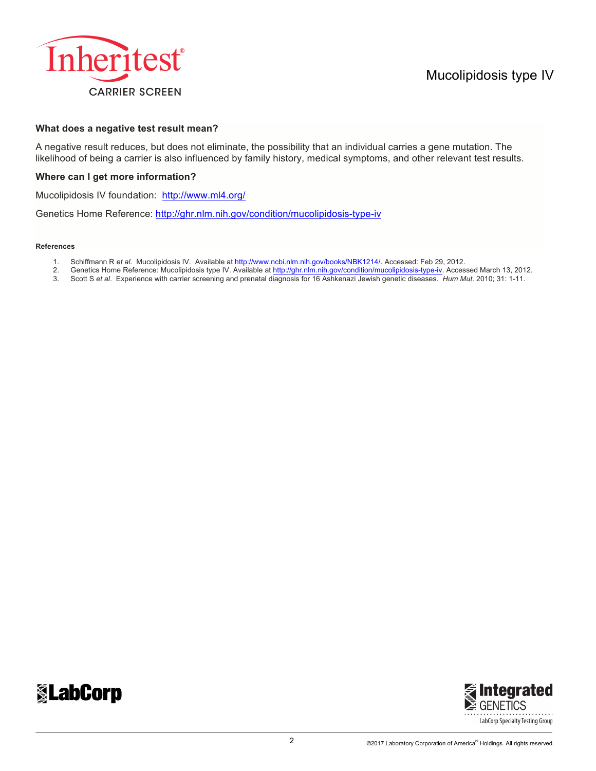### What does a negative test result mean?

A negative result reduces, but does not eliminate, the possibility that an individual carries a gene mutation. The likelihood of being a carrier is also influenced by family history, medical symptoms, and other relevant test results.

### Where can I get more information?

Mucolipidosis IV foundation: http://www.ml4.org/

Genetics Home Reference: http://ghr.nlm.nih.gov/condition/mucolipidosis-type-iv

#### References

1. Schiffmann R *et al*. Mucolipidosis IV. Available at http://www.ncbi.nlm.nih.gov/books/NBK1214/. Accessed: Feb 29, 2012.
2. Genetics Home Reference: Mucolipidosis type IV. Available at http://ghr.nlm.nih.gov/condition/mucolipidosis-type-iv. Accessed March 13, 2012.
3. Scott S *et al*. Experience with carrier screening and prenatal diagnosis for 16 Ashkenazi Jewish genetic diseases. *Hum Mut*. 2010; 31: 1-11.

©2017 Laboratory Corporation of America® Holdings. All rights reserved.